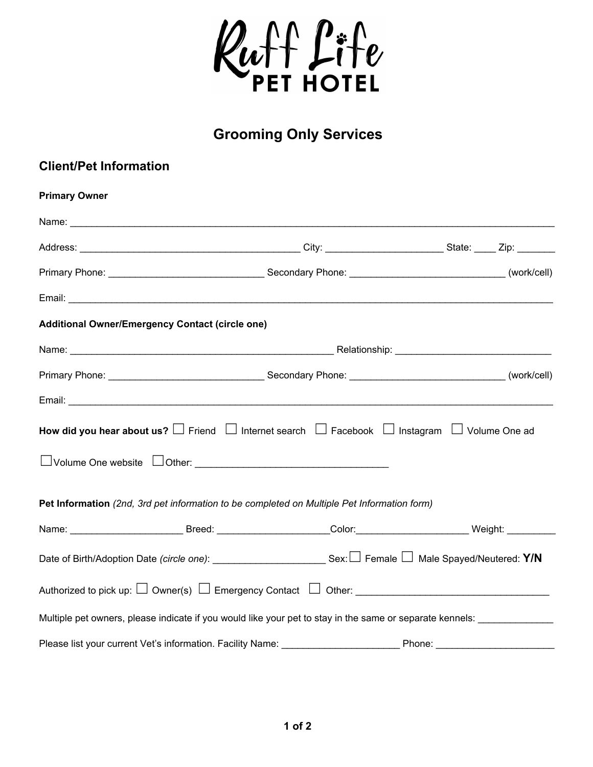# Ruff Life PET HOTEL

## Grooming Only Services

### Client/Pet Information

**Primary Owner**

Name: ______________________________________________________________________________________

Address: ________________________________________ City: _____________________ State: ____ Zip: _______

Primary Phone: ____________________________ Secondary Phone: ____________________________ (work/cell)

Email: ______________________________________________________________________________________

**Additional Owner/Emergency Contact (circle one)**

Name: ________________________________________________ Relationship: ____________________________

Primary Phone: ____________________________ Secondary Phone: ____________________________ (work/cell)

Email: ______________________________________________________________________________________

**How did you hear about us?** ☐ Friend ☐ Internet search ☐ Facebook ☐ Instagram ☐ Volume One ad

☐ Volume One website ☐ Other: ___________________________________

**Pet Information** *(2nd, 3rd pet information to be completed on Multiple Pet Information form)*

Name: ____________________ Breed: ____________________ Color: ____________________ Weight: _________

Date of Birth/Adoption Date *(circle one)*: ____________________ Sex: ☐ Female ☐ Male Spayed/Neutered: **Y/N**

Authorized to pick up: ☐ Owner(s) ☐ Emergency Contact ☐ Other: ___________________________________

Multiple pet owners, please indicate if you would like your pet to stay in the same or separate kennels: _____________

Please list your current Vet's information. Facility Name: _____________________ Phone: _____________________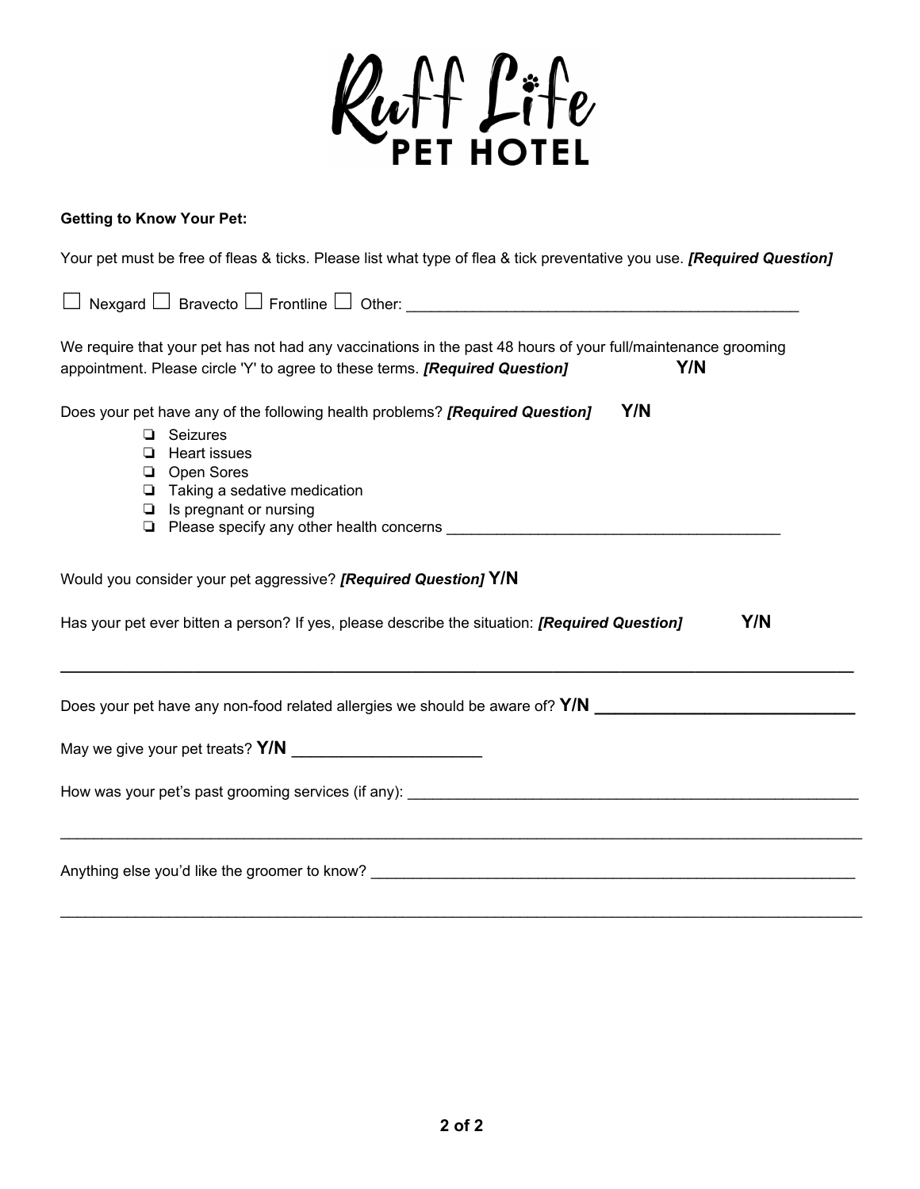# Ruff Life PET HOTEL

**Getting to Know Your Pet:**

Your pet must be free of fleas & ticks. Please list what type of flea & tick preventative you use. ***[Required Question]***

☐ Nexgard ☐ Bravecto ☐ Frontline ☐ Other: ____________________________________________

We require that your pet has not had any vaccinations in the past 48 hours of your full/maintenance grooming appointment. Please circle 'Y' to agree to these terms. ***[Required Question]*** **Y/N**

Does your pet have any of the following health problems? ***[Required Question]*** **Y/N**

- ❏ Seizures
- ❏ Heart issues
- ❏ Open Sores
- ❏ Taking a sedative medication
- ❏ Is pregnant or nursing
- ❏ Please specify any other health concerns ______________________________________

Would you consider your pet aggressive? ***[Required Question]*** **Y/N**

Has your pet ever bitten a person? If yes, please describe the situation: ***[Required Question]*** **Y/N**

______________________________________________________________________________

Does your pet have any non-food related allergies we should be aware of? **Y/N** __________________________

May we give your pet treats? **Y/N** ____________________

How was your pet's past grooming services (if any): ________________________________________________

______________________________________________________________________________

Anything else you'd like the groomer to know? ____________________________________________________

______________________________________________________________________________